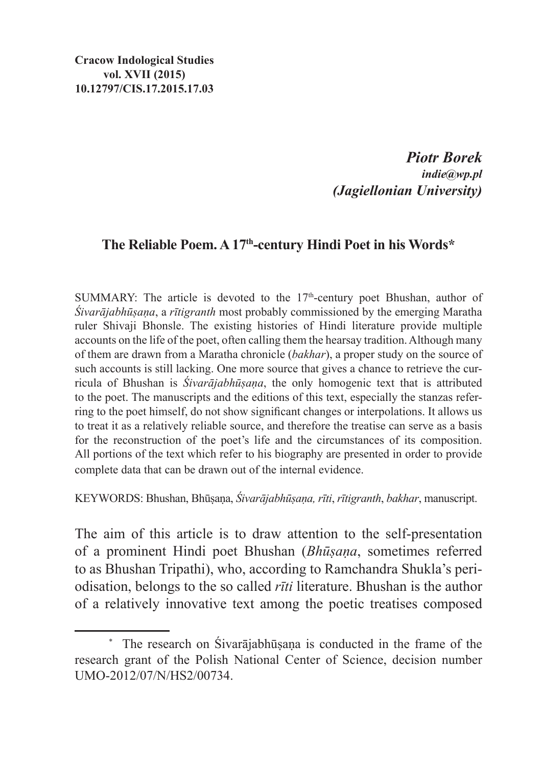**Cracow Indological Studies**
**vol. XVII (2015)**
**10.12797/CIS.17.2015.17.03**

***Piotr Borek***
***indie@wp.pl***
***(Jagiellonian University)***

# The Reliable Poem. A 17th-century Hindi Poet in his Words*

SUMMARY: The article is devoted to the 17th-century poet Bhushan, author of *Śivarājabhūṣaṇa*, a *rītigranth* most probably commissioned by the emerging Maratha ruler Shivaji Bhonsle. The existing histories of Hindi literature provide multiple accounts on the life of the poet, often calling them the hearsay tradition. Although many of them are drawn from a Maratha chronicle (*bakhar*), a proper study on the source of such accounts is still lacking. One more source that gives a chance to retrieve the curricula of Bhushan is *Śivarājabhūṣaṇa*, the only homogenic text that is attributed to the poet. The manuscripts and the editions of this text, especially the stanzas referring to the poet himself, do not show significant changes or interpolations. It allows us to treat it as a relatively reliable source, and therefore the treatise can serve as a basis for the reconstruction of the poet's life and the circumstances of its composition. All portions of the text which refer to his biography are presented in order to provide complete data that can be drawn out of the internal evidence.

KEYWORDS: Bhushan, Bhūṣaṇa, *Śivarājabhūṣaṇa, rīti*, *rītigranth*, *bakhar*, manuscript.

The aim of this article is to draw attention to the self-presentation of a prominent Hindi poet Bhushan (*Bhūṣaṇa*, sometimes referred to as Bhushan Tripathi), who, according to Ramchandra Shukla's periodisation, belongs to the so called *rīti* literature. Bhushan is the author of a relatively innovative text among the poetic treatises composed

\* The research on Śivarājabhūṣaṇa is conducted in the frame of the research grant of the Polish National Center of Science, decision number UMO-2012/07/N/HS2/00734.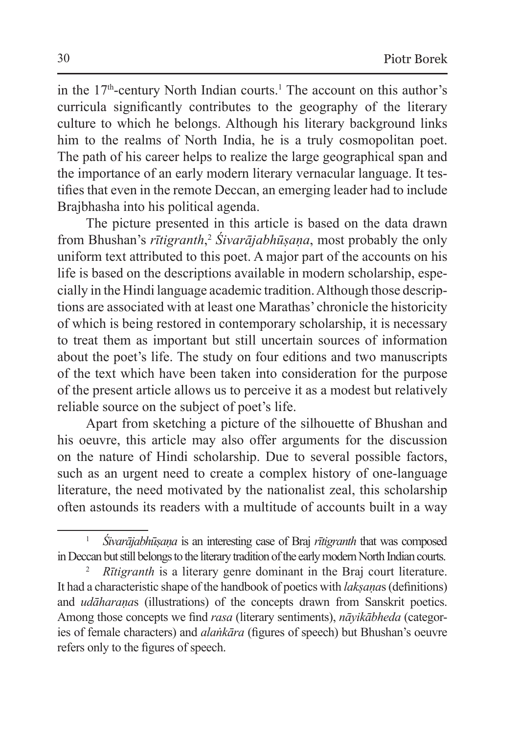in the 17th-century North Indian courts.[1] The account on this author's curricula significantly contributes to the geography of the literary culture to which he belongs. Although his literary background links him to the realms of North India, he is a truly cosmopolitan poet. The path of his career helps to realize the large geographical span and the importance of an early modern literary vernacular language. It testifies that even in the remote Deccan, an emerging leader had to include Brajbhasha into his political agenda.

The picture presented in this article is based on the data drawn from Bhushan's *rītigranth*,[2] *Śivarājabhūṣaṇa*, most probably the only uniform text attributed to this poet. A major part of the accounts on his life is based on the descriptions available in modern scholarship, especially in the Hindi language academic tradition. Although those descriptions are associated with at least one Marathas' chronicle the historicity of which is being restored in contemporary scholarship, it is necessary to treat them as important but still uncertain sources of information about the poet's life. The study on four editions and two manuscripts of the text which have been taken into consideration for the purpose of the present article allows us to perceive it as a modest but relatively reliable source on the subject of poet's life.

Apart from sketching a picture of the silhouette of Bhushan and his oeuvre, this article may also offer arguments for the discussion on the nature of Hindi scholarship. Due to several possible factors, such as an urgent need to create a complex history of one-language literature, the need motivated by the nationalist zeal, this scholarship often astounds its readers with a multitude of accounts built in a way

---

[1] *Śivarājabhūṣaṇa* is an interesting case of Braj *rītigranth* that was composed in Deccan but still belongs to the literary tradition of the early modern North Indian courts.

[2] *Rītigranth* is a literary genre dominant in the Braj court literature. It had a characteristic shape of the handbook of poetics with *lakṣaṇa*s (definitions) and *udāharaṇa*s (illustrations) of the concepts drawn from Sanskrit poetics. Among those concepts we find *rasa* (literary sentiments), *nāyikābheda* (categories of female characters) and *alaṅkāra* (figures of speech) but Bhushan's oeuvre refers only to the figures of speech.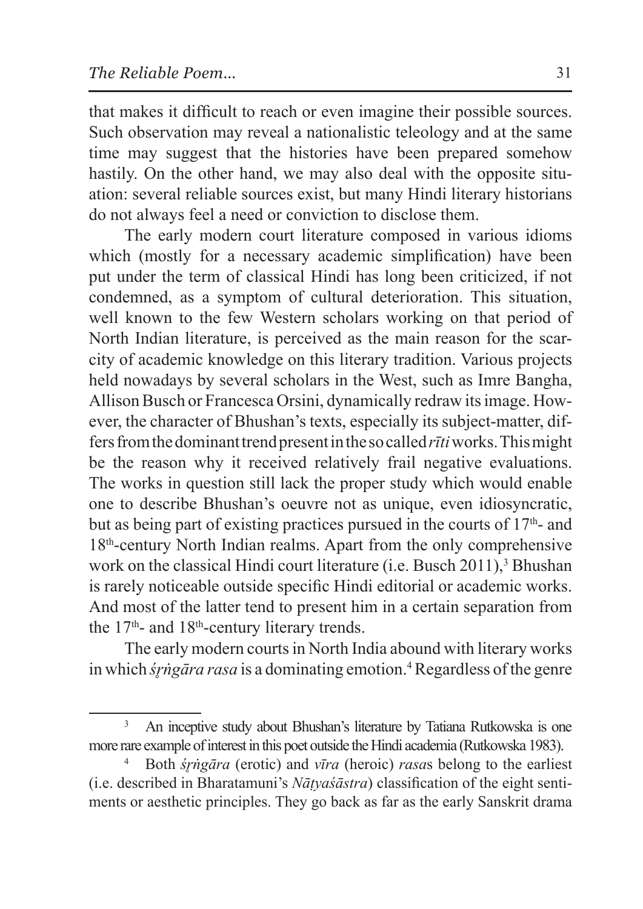that makes it difficult to reach or even imagine their possible sources. Such observation may reveal a nationalistic teleology and at the same time may suggest that the histories have been prepared somehow hastily. On the other hand, we may also deal with the opposite situation: several reliable sources exist, but many Hindi literary historians do not always feel a need or conviction to disclose them.

The early modern court literature composed in various idioms which (mostly for a necessary academic simplification) have been put under the term of classical Hindi has long been criticized, if not condemned, as a symptom of cultural deterioration. This situation, well known to the few Western scholars working on that period of North Indian literature, is perceived as the main reason for the scarcity of academic knowledge on this literary tradition. Various projects held nowadays by several scholars in the West, such as Imre Bangha, Allison Busch or Francesca Orsini, dynamically redraw its image. However, the character of Bhushan's texts, especially its subject-matter, differs from the dominant trend present in the so called *rīti* works. This might be the reason why it received relatively frail negative evaluations. The works in question still lack the proper study which would enable one to describe Bhushan's oeuvre not as unique, even idiosyncratic, but as being part of existing practices pursued in the courts of 17th- and 18th-century North Indian realms. Apart from the only comprehensive work on the classical Hindi court literature (i.e. Busch 2011),[3] Bhushan is rarely noticeable outside specific Hindi editorial or academic works. And most of the latter tend to present him in a certain separation from the 17th- and 18th-century literary trends.

The early modern courts in North India abound with literary works in which *śṛṅgāra rasa* is a dominating emotion.[4] Regardless of the genre

---

[3] An inceptive study about Bhushan's literature by Tatiana Rutkowska is one more rare example of interest in this poet outside the Hindi academia (Rutkowska 1983).

[4] Both *śṛṅgāra* (erotic) and *vīra* (heroic) *rasa*s belong to the earliest (i.e. described in Bharatamuni's *Nāṭyaśāstra*) classification of the eight sentiments or aesthetic principles. They go back as far as the early Sanskrit drama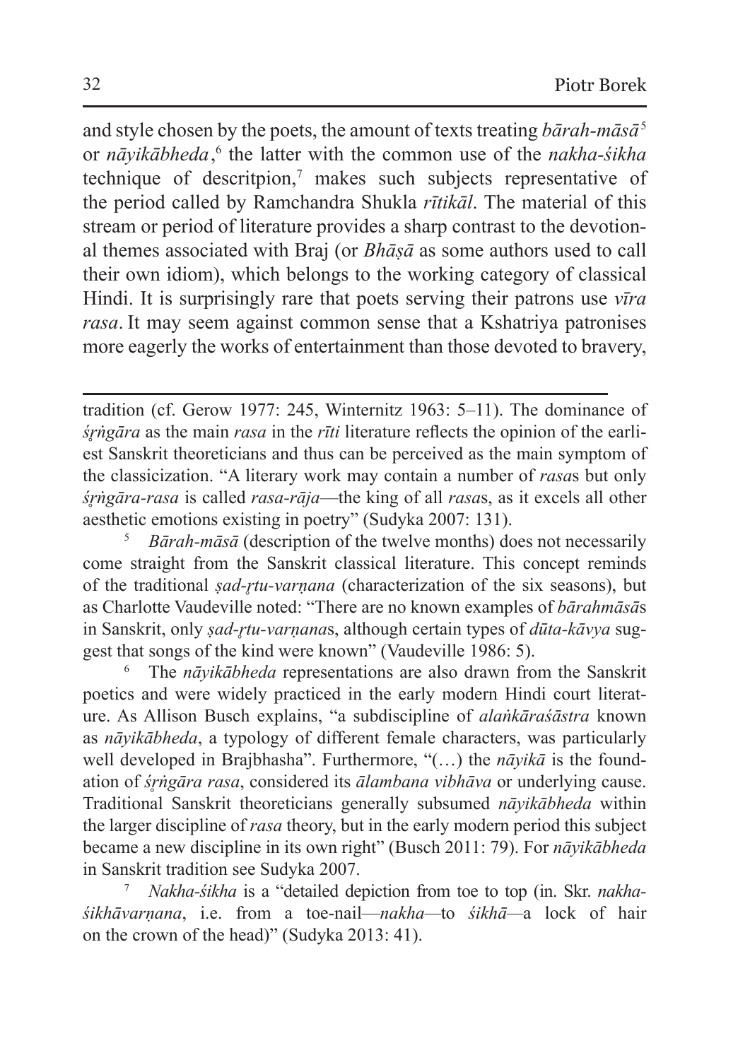and style chosen by the poets, the amount of texts treating *bārah-māsā*[5] or *nāyikābheda*,[6] the latter with the common use of the *nakha-śikha* technique of descritpion,[7] makes such subjects representative of the period called by Ramchandra Shukla *rītikāl*. The material of this stream or period of literature provides a sharp contrast to the devotional themes associated with Braj (or *Bhāṣā* as some authors used to call their own idiom), which belongs to the working category of classical Hindi. It is surprisingly rare that poets serving their patrons use *vīra rasa*. It may seem against common sense that a Kshatriya patronises more eagerly the works of entertainment than those devoted to bravery,

---

tradition (cf. Gerow 1977: 245, Winternitz 1963: 5–11). The dominance of *śṛṅgāra* as the main *rasa* in the *rīti* literature reflects the opinion of the earliest Sanskrit theoreticians and thus can be perceived as the main symptom of the classicization. "A literary work may contain a number of *rasa*s but only *śṛṅgāra-rasa* is called *rasa-rāja*—the king of all *rasa*s, as it excels all other aesthetic emotions existing in poetry" (Sudyka 2007: 131).

[5] *Bārah-māsā* (description of the twelve months) does not necessarily come straight from the Sanskrit classical literature. This concept reminds of the traditional *ṣad-ṛtu-varṇana* (characterization of the six seasons), but as Charlotte Vaudeville noted: "There are no known examples of *bārahmāsā*s in Sanskrit, only *ṣad-ṛtu-varṇana*s, although certain types of *dūta-kāvya* suggest that songs of the kind were known" (Vaudeville 1986: 5).

[6] The *nāyikābheda* representations are also drawn from the Sanskrit poetics and were widely practiced in the early modern Hindi court literature. As Allison Busch explains, "a subdiscipline of *alaṅkāraśāstra* known as *nāyikābheda*, a typology of different female characters, was particularly well developed in Brajbhasha". Furthermore, "(…) the *nāyikā* is the foundation of *śṛṅgāra rasa*, considered its *ālambana vibhāva* or underlying cause. Traditional Sanskrit theoreticians generally subsumed *nāyikābheda* within the larger discipline of *rasa* theory, but in the early modern period this subject became a new discipline in its own right" (Busch 2011: 79). For *nāyikābheda* in Sanskrit tradition see Sudyka 2007.

[7] *Nakha-śikha* is a "detailed depiction from toe to top (in. Skr. *nakha-śikhāvarṇana*, i.e. from a toe-nail—*nakha*—to *śikhā*—a lock of hair on the crown of the head)" (Sudyka 2013: 41).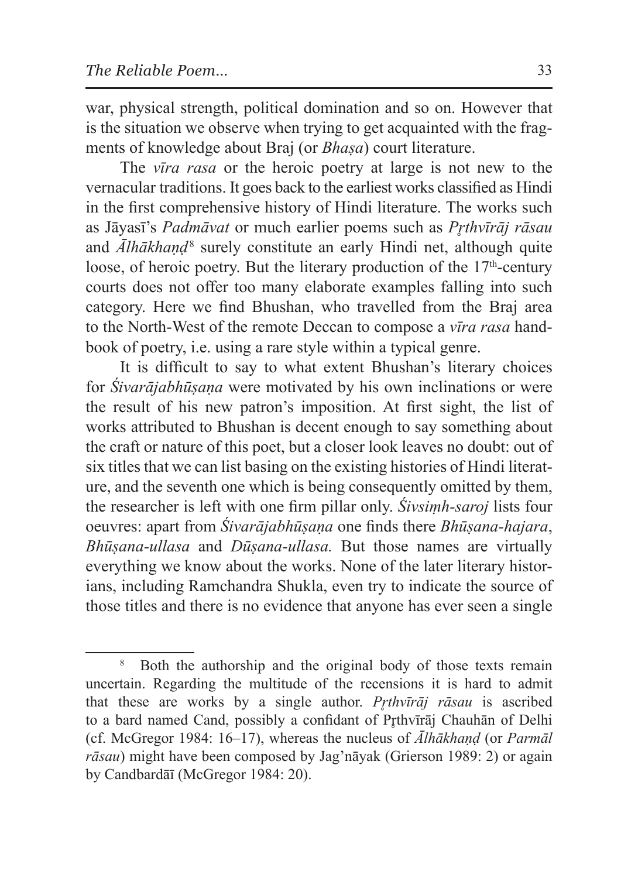war, physical strength, political domination and so on. However that is the situation we observe when trying to get acquainted with the fragments of knowledge about Braj (or *Bhaṣa*) court literature.

The *vīra rasa* or the heroic poetry at large is not new to the vernacular traditions. It goes back to the earliest works classified as Hindi in the first comprehensive history of Hindi literature. The works such as Jāyasī's *Padmāvat* or much earlier poems such as *Pr̥thvīrāj rāsau* and *Ālhākhaṇḍ*[8] surely constitute an early Hindi net, although quite loose, of heroic poetry. But the literary production of the 17th-century courts does not offer too many elaborate examples falling into such category. Here we find Bhushan, who travelled from the Braj area to the North-West of the remote Deccan to compose a *vīra rasa* handbook of poetry, i.e. using a rare style within a typical genre.

It is difficult to say to what extent Bhushan's literary choices for *Śivarājabhūṣaṇa* were motivated by his own inclinations or were the result of his new patron's imposition. At first sight, the list of works attributed to Bhushan is decent enough to say something about the craft or nature of this poet, but a closer look leaves no doubt: out of six titles that we can list basing on the existing histories of Hindi literature, and the seventh one which is being consequently omitted by them, the researcher is left with one firm pillar only. *Śivsiṃh-saroj* lists four oeuvres: apart from *Śivarājabhūṣaṇa* one finds there *Bhūṣana-hajara*, *Bhūṣana-ullasa* and *Dūṣana-ullasa.* But those names are virtually everything we know about the works. None of the later literary historians, including Ramchandra Shukla, even try to indicate the source of those titles and there is no evidence that anyone has ever seen a single

---

[8] Both the authorship and the original body of those texts remain uncertain. Regarding the multitude of the recensions it is hard to admit that these are works by a single author. *Pr̥thvīrāj rāsau* is ascribed to a bard named Cand, possibly a confidant of Pr̥thvīrāj Chauhān of Delhi (cf. McGregor 1984: 16–17), whereas the nucleus of *Ālhākhaṇḍ* (or *Parmāl rāsau*) might have been composed by Jag'nāyak (Grierson 1989: 2) or again by Candbardāī (McGregor 1984: 20).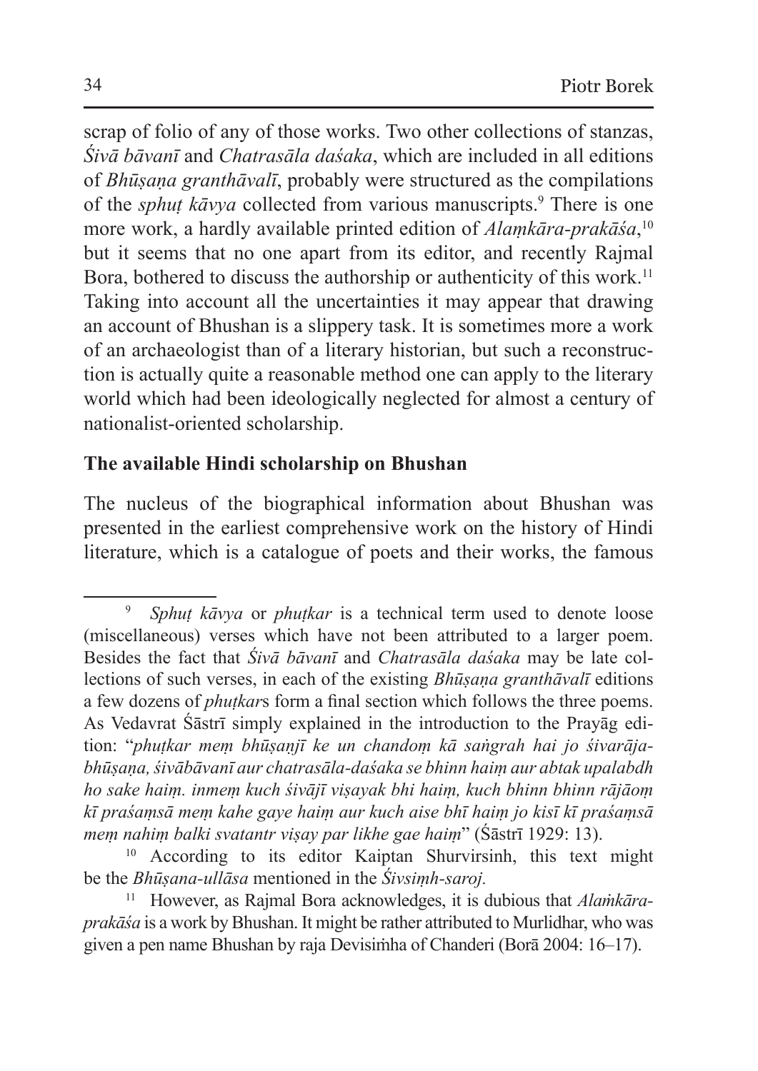scrap of folio of any of those works. Two other collections of stanzas, *Śivā bāvanī* and *Chatrasāla daśaka*, which are included in all editions of *Bhūṣaṇa granthāvalī*, probably were structured as the compilations of the *sphuṭ kāvya* collected from various manuscripts.[9] There is one more work, a hardly available printed edition of *Alaṃkāra-prakāśa*,[10] but it seems that no one apart from its editor, and recently Rajmal Bora, bothered to discuss the authorship or authenticity of this work.[11] Taking into account all the uncertainties it may appear that drawing an account of Bhushan is a slippery task. It is sometimes more a work of an archaeologist than of a literary historian, but such a reconstruction is actually quite a reasonable method one can apply to the literary world which had been ideologically neglected for almost a century of nationalist-oriented scholarship.

## The available Hindi scholarship on Bhushan

The nucleus of the biographical information about Bhushan was presented in the earliest comprehensive work on the history of Hindi literature, which is a catalogue of poets and their works, the famous

---

[9] *Sphuṭ kāvya* or *phuṭkar* is a technical term used to denote loose (miscellaneous) verses which have not been attributed to a larger poem. Besides the fact that *Śivā bāvanī* and *Chatrasāla daśaka* may be late collections of such verses, in each of the existing *Bhūṣaṇa granthāvalī* editions a few dozens of *phuṭkar*s form a final section which follows the three poems. As Vedavrat Śāstrī simply explained in the introduction to the Prayāg edition: "*phuṭkar meṃ bhūṣaṇjī ke un chandoṃ kā saṅgrah hai jo śivarāja-bhūṣaṇa, śivābāvanī aur chatrasāla-daśaka se bhinn haiṃ aur abtak upalabdh ho sake haiṃ. inmeṃ kuch śivājī viṣayak bhi haiṃ, kuch bhinn bhinn rājāoṃ kī praśaṃsā meṃ kahe gaye haiṃ aur kuch aise bhī haiṃ jo kisī kī praśaṃsā meṃ nahiṃ balki svatantr viṣay par likhe gae haiṃ*" (Śāstrī 1929: 13).

[10] According to its editor Kaiptan Shurvirsinh, this text might be the *Bhūṣana-ullāsa* mentioned in the *Śivsiṃh-saroj.*

[11] However, as Rajmal Bora acknowledges, it is dubious that *Alaṁkāra-prakāśa* is a work by Bhushan. It might be rather attributed to Murlidhar, who was given a pen name Bhushan by raja Devisiṁha of Chanderi (Borā 2004: 16–17).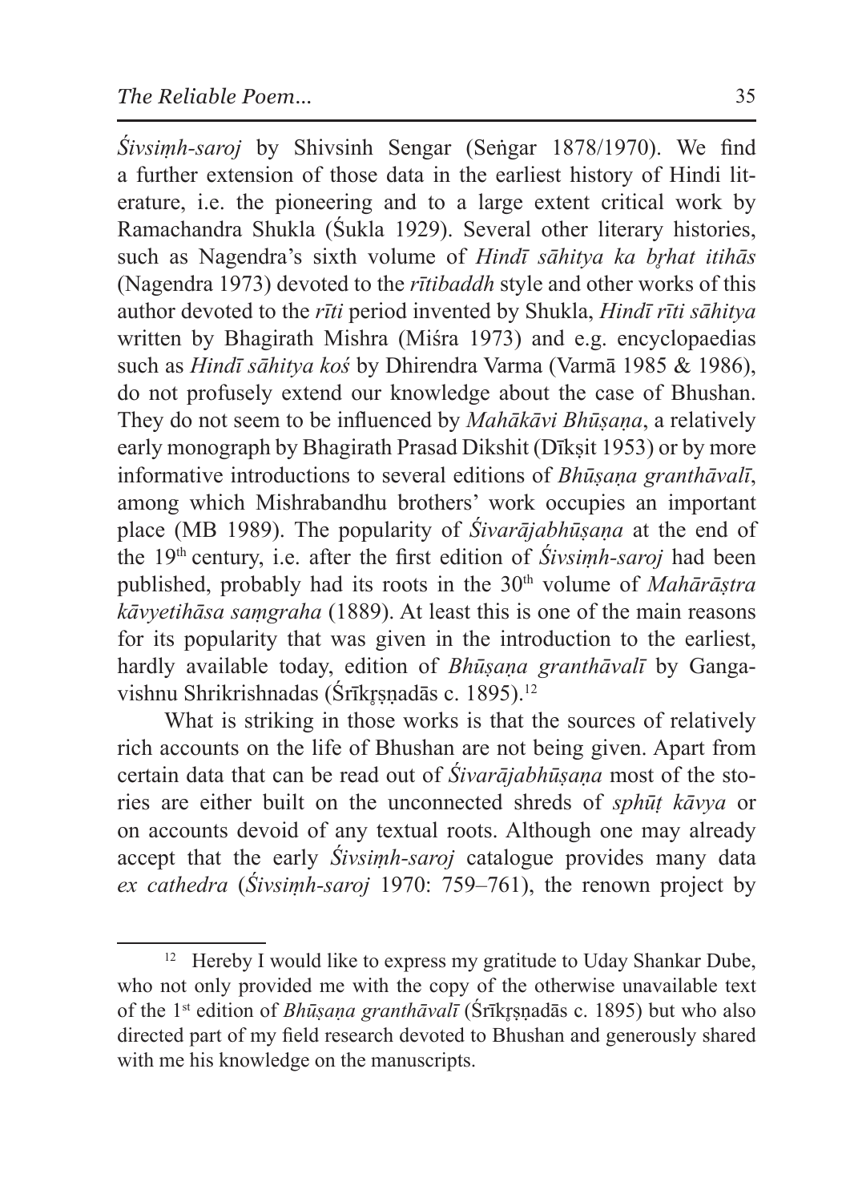*Śivsiṃh-saroj* by Shivsinh Sengar (Seṅgar 1878/1970). We find a further extension of those data in the earliest history of Hindi literature, i.e. the pioneering and to a large extent critical work by Ramachandra Shukla (Śukla 1929). Several other literary histories, such as Nagendra's sixth volume of *Hindī sāhitya ka bṛhat itihās* (Nagendra 1973) devoted to the *rītibaddh* style and other works of this author devoted to the *rīti* period invented by Shukla, *Hindī rīti sāhitya* written by Bhagirath Mishra (Miśra 1973) and e.g. encyclopaedias such as *Hindī sāhitya koś* by Dhirendra Varma (Varmā 1985 & 1986), do not profusely extend our knowledge about the case of Bhushan. They do not seem to be influenced by *Mahākāvi Bhūṣaṇa*, a relatively early monograph by Bhagirath Prasad Dikshit (Dīkṣit 1953) or by more informative introductions to several editions of *Bhūṣaṇa granthāvalī*, among which Mishrabandhu brothers' work occupies an important place (MB 1989). The popularity of *Śivarājabhūṣaṇa* at the end of the 19th century, i.e. after the first edition of *Śivsiṃh-saroj* had been published, probably had its roots in the 30th volume of *Mahārāṣtra kāvyetihāsa saṃgraha* (1889). At least this is one of the main reasons for its popularity that was given in the introduction to the earliest, hardly available today, edition of *Bhūṣaṇa granthāvalī* by Gangavishnu Shrikrishnadas (Śrīkṛṣṇadās c. 1895).[12]

What is striking in those works is that the sources of relatively rich accounts on the life of Bhushan are not being given. Apart from certain data that can be read out of *Śivarājabhūṣaṇa* most of the stories are either built on the unconnected shreds of *sphūṭ kāvya* or on accounts devoid of any textual roots. Although one may already accept that the early *Śivsiṃh-saroj* catalogue provides many data *ex cathedra* (*Śivsiṃh-saroj* 1970: 759–761), the renown project by

[12] Hereby I would like to express my gratitude to Uday Shankar Dube, who not only provided me with the copy of the otherwise unavailable text of the 1st edition of *Bhūṣaṇa granthāvalī* (Śrīkṛṣṇadās c. 1895) but who also directed part of my field research devoted to Bhushan and generously shared with me his knowledge on the manuscripts.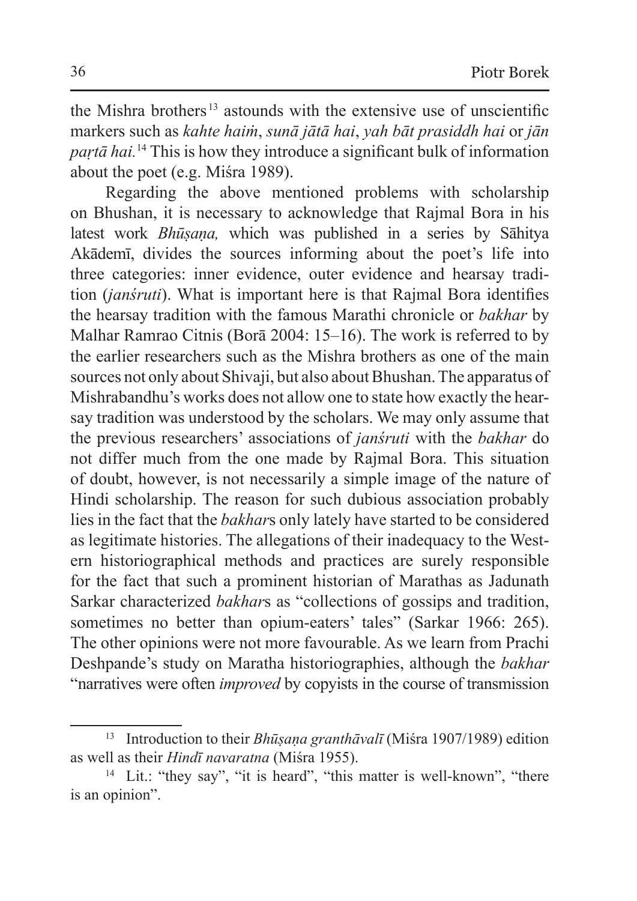the Mishra brothers[13] astounds with the extensive use of unscientific markers such as *kahte haiṁ*, *sunā jātā hai*, *yah bāt prasiddh hai* or *jān paṛtā hai.*[14] This is how they introduce a significant bulk of information about the poet (e.g. Miśra 1989).

Regarding the above mentioned problems with scholarship on Bhushan, it is necessary to acknowledge that Rajmal Bora in his latest work *Bhūṣaṇa,* which was published in a series by Sāhitya Akādemī, divides the sources informing about the poet's life into three categories: inner evidence, outer evidence and hearsay tradition (*janśruti*). What is important here is that Rajmal Bora identifies the hearsay tradition with the famous Marathi chronicle or *bakhar* by Malhar Ramrao Citnis (Borā 2004: 15–16). The work is referred to by the earlier researchers such as the Mishra brothers as one of the main sources not only about Shivaji, but also about Bhushan. The apparatus of Mishrabandhu's works does not allow one to state how exactly the hearsay tradition was understood by the scholars. We may only assume that the previous researchers' associations of *janśruti* with the *bakhar* do not differ much from the one made by Rajmal Bora. This situation of doubt, however, is not necessarily a simple image of the nature of Hindi scholarship. The reason for such dubious association probably lies in the fact that the *bakhar*s only lately have started to be considered as legitimate histories. The allegations of their inadequacy to the Western historiographical methods and practices are surely responsible for the fact that such a prominent historian of Marathas as Jadunath Sarkar characterized *bakhar*s as "collections of gossips and tradition, sometimes no better than opium-eaters' tales" (Sarkar 1966: 265). The other opinions were not more favourable. As we learn from Prachi Deshpande's study on Maratha historiographies, although the *bakhar* "narratives were often *improved* by copyists in the course of transmission

[13] Introduction to their *Bhūṣaṇa granthāvalī* (Miśra 1907/1989) edition as well as their *Hindī navaratna* (Miśra 1955).

[14] Lit.: "they say", "it is heard", "this matter is well-known", "there is an opinion".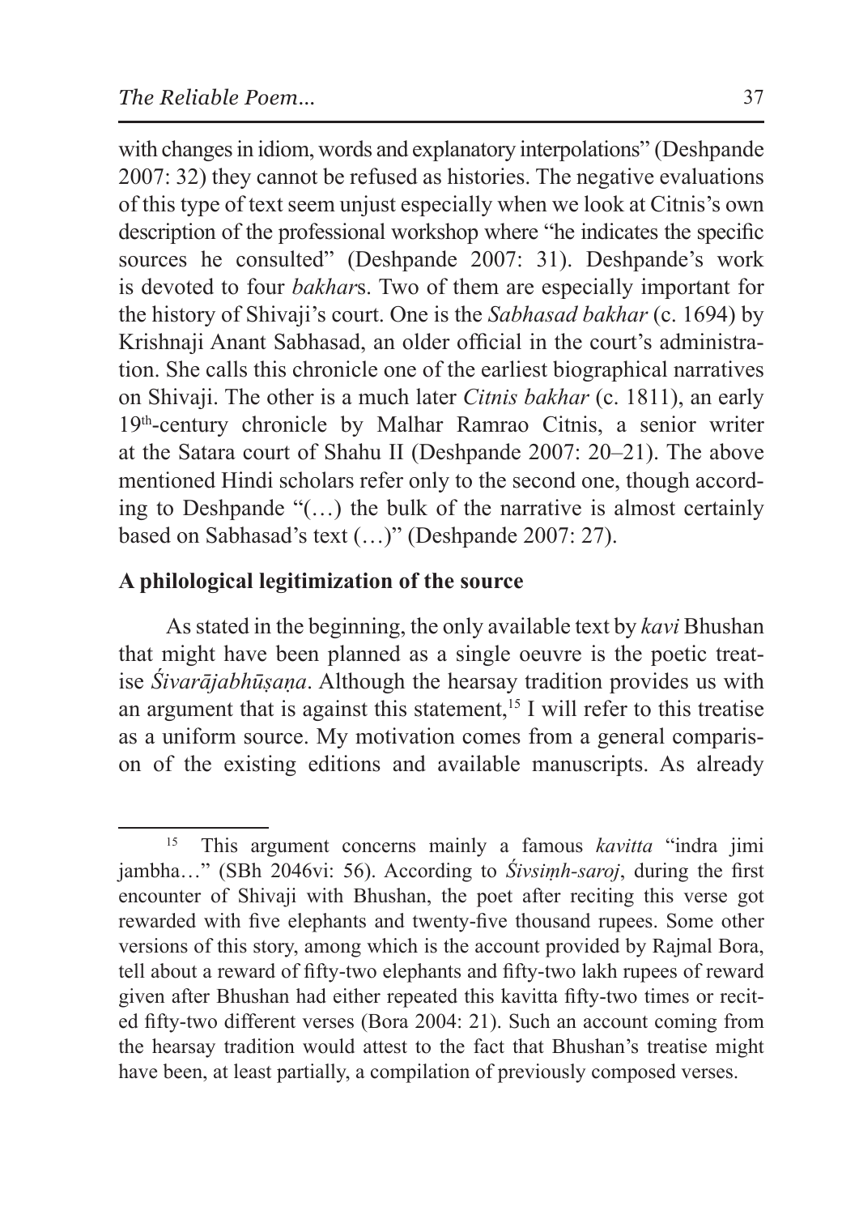with changes in idiom, words and explanatory interpolations" (Deshpande 2007: 32) they cannot be refused as histories. The negative evaluations of this type of text seem unjust especially when we look at Citnis's own description of the professional workshop where "he indicates the specific sources he consulted" (Deshpande 2007: 31). Deshpande's work is devoted to four *bakhar*s. Two of them are especially important for the history of Shivaji's court. One is the *Sabhasad bakhar* (c. 1694) by Krishnaji Anant Sabhasad, an older official in the court's administration. She calls this chronicle one of the earliest biographical narratives on Shivaji. The other is a much later *Citnis bakhar* (c. 1811), an early 19th-century chronicle by Malhar Ramrao Citnis, a senior writer at the Satara court of Shahu II (Deshpande 2007: 20–21). The above mentioned Hindi scholars refer only to the second one, though according to Deshpande "(…) the bulk of the narrative is almost certainly based on Sabhasad's text (…)" (Deshpande 2007: 27).

## A philological legitimization of the source

As stated in the beginning, the only available text by *kavi* Bhushan that might have been planned as a single oeuvre is the poetic treatise *Śivarājabhūṣaṇa*. Although the hearsay tradition provides us with an argument that is against this statement,[15] I will refer to this treatise as a uniform source. My motivation comes from a general comparison of the existing editions and available manuscripts. As already

---

[15] This argument concerns mainly a famous *kavitta* "indra jimi jambha…" (SBh 2046vi: 56). According to *Śivsiṃh-saroj*, during the first encounter of Shivaji with Bhushan, the poet after reciting this verse got rewarded with five elephants and twenty-five thousand rupees. Some other versions of this story, among which is the account provided by Rajmal Bora, tell about a reward of fifty-two elephants and fifty-two lakh rupees of reward given after Bhushan had either repeated this kavitta fifty-two times or recited fifty-two different verses (Bora 2004: 21). Such an account coming from the hearsay tradition would attest to the fact that Bhushan's treatise might have been, at least partially, a compilation of previously composed verses.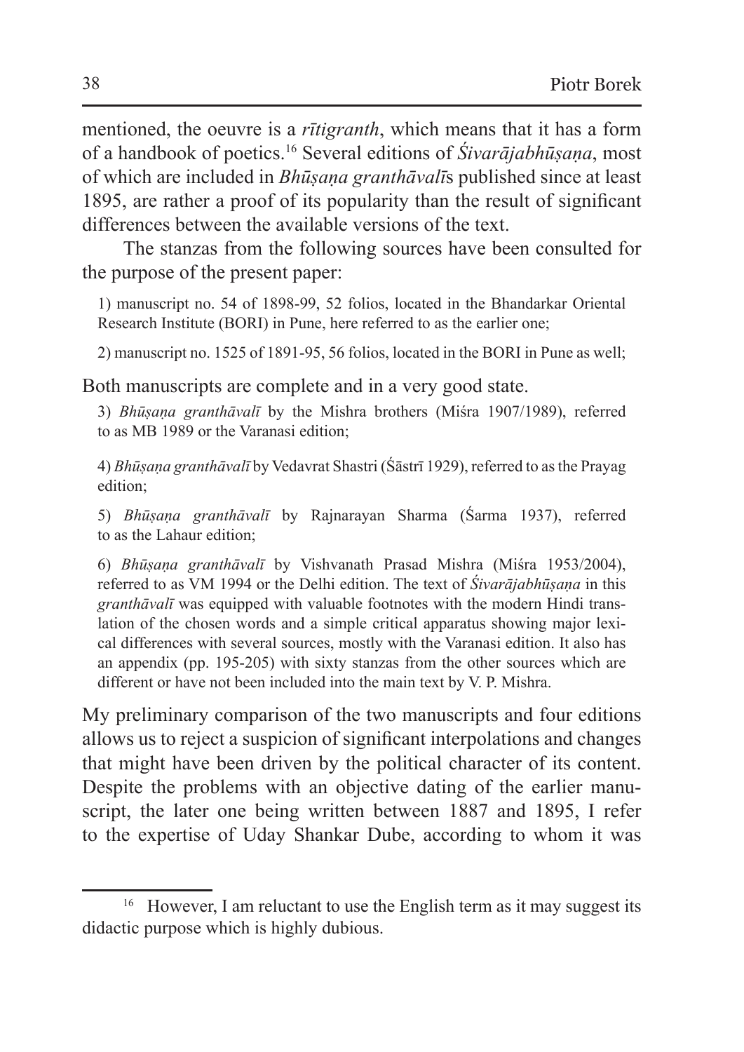mentioned, the oeuvre is a *rītigranth*, which means that it has a form of a handbook of poetics.[16] Several editions of *Śivarājabhūṣaṇa*, most of which are included in *Bhūṣaṇa granthāvalī*s published since at least 1895, are rather a proof of its popularity than the result of significant differences between the available versions of the text.

The stanzas from the following sources have been consulted for the purpose of the present paper:

1) manuscript no. 54 of 1898-99, 52 folios, located in the Bhandarkar Oriental Research Institute (BORI) in Pune, here referred to as the earlier one;

2) manuscript no. 1525 of 1891-95, 56 folios, located in the BORI in Pune as well;

Both manuscripts are complete and in a very good state.

3) *Bhūṣaṇa granthāvalī* by the Mishra brothers (Miśra 1907/1989), referred to as MB 1989 or the Varanasi edition;

4) *Bhūṣaṇa granthāvalī* by Vedavrat Shastri (Śāstrī 1929), referred to as the Prayag edition;

5) *Bhūṣaṇa granthāvalī* by Rajnarayan Sharma (Śarma 1937), referred to as the Lahaur edition;

6) *Bhūṣaṇa granthāvalī* by Vishvanath Prasad Mishra (Miśra 1953/2004), referred to as VM 1994 or the Delhi edition. The text of *Śivarājabhūṣaṇa* in this *granthāvalī* was equipped with valuable footnotes with the modern Hindi translation of the chosen words and a simple critical apparatus showing major lexical differences with several sources, mostly with the Varanasi edition. It also has an appendix (pp. 195-205) with sixty stanzas from the other sources which are different or have not been included into the main text by V. P. Mishra.

My preliminary comparison of the two manuscripts and four editions allows us to reject a suspicion of significant interpolations and changes that might have been driven by the political character of its content. Despite the problems with an objective dating of the earlier manuscript, the later one being written between 1887 and 1895, I refer to the expertise of Uday Shankar Dube, according to whom it was

[16] However, I am reluctant to use the English term as it may suggest its didactic purpose which is highly dubious.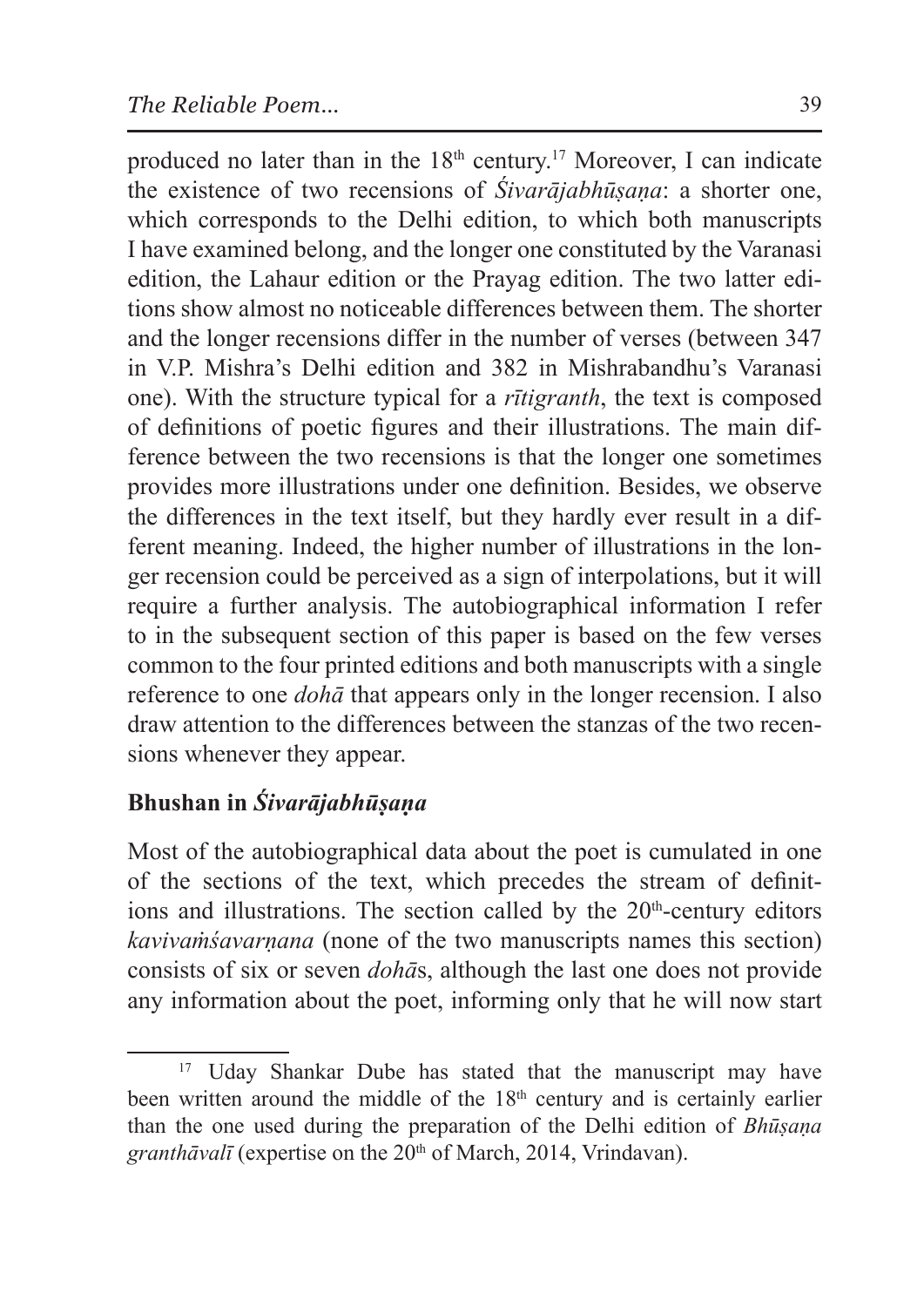produced no later than in the 18th century.[17] Moreover, I can indicate the existence of two recensions of *Śivarājabhūṣaṇa*: a shorter one, which corresponds to the Delhi edition, to which both manuscripts I have examined belong, and the longer one constituted by the Varanasi edition, the Lahaur edition or the Prayag edition. The two latter editions show almost no noticeable differences between them. The shorter and the longer recensions differ in the number of verses (between 347 in V.P. Mishra's Delhi edition and 382 in Mishrabandhu's Varanasi one). With the structure typical for a *rītigranth*, the text is composed of definitions of poetic figures and their illustrations. The main difference between the two recensions is that the longer one sometimes provides more illustrations under one definition. Besides, we observe the differences in the text itself, but they hardly ever result in a different meaning. Indeed, the higher number of illustrations in the longer recension could be perceived as a sign of interpolations, but it will require a further analysis. The autobiographical information I refer to in the subsequent section of this paper is based on the few verses common to the four printed editions and both manuscripts with a single reference to one *dohā* that appears only in the longer recension. I also draw attention to the differences between the stanzas of the two recensions whenever they appear.

## Bhushan in *Śivarājabhūṣaṇa*

Most of the autobiographical data about the poet is cumulated in one of the sections of the text, which precedes the stream of definitions and illustrations. The section called by the 20th-century editors *kavivaṁśavarṇana* (none of the two manuscripts names this section) consists of six or seven *dohā*s, although the last one does not provide any information about the poet, informing only that he will now start

---

[17] Uday Shankar Dube has stated that the manuscript may have been written around the middle of the 18th century and is certainly earlier than the one used during the preparation of the Delhi edition of *Bhūṣaṇa granthāvalī* (expertise on the 20th of March, 2014, Vrindavan).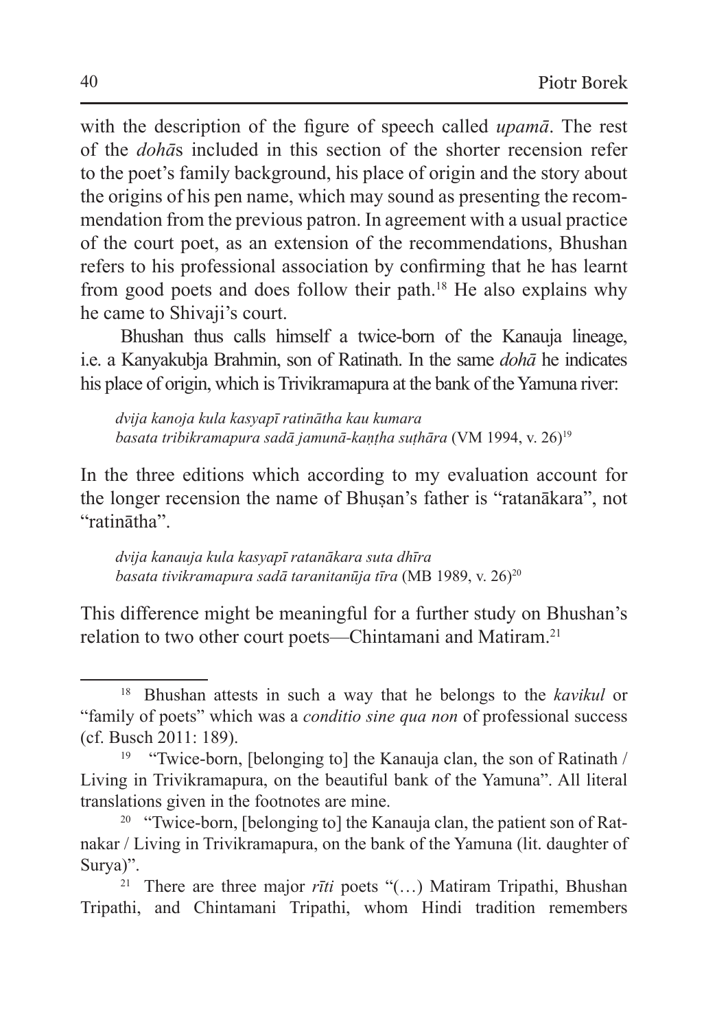with the description of the figure of speech called *upamā*. The rest of the *dohā*s included in this section of the shorter recension refer to the poet's family background, his place of origin and the story about the origins of his pen name, which may sound as presenting the recommendation from the previous patron. In agreement with a usual practice of the court poet, as an extension of the recommendations, Bhushan refers to his professional association by confirming that he has learnt from good poets and does follow their path.[18] He also explains why he came to Shivaji's court.

Bhushan thus calls himself a twice-born of the Kanauja lineage, i.e. a Kanyakubja Brahmin, son of Ratinath. In the same *dohā* he indicates his place of origin, which is Trivikramapura at the bank of the Yamuna river:

> ***dvija kanoja kula kasyapī ratinātha kau kumara***
> ***basata tribikramapura sadā jamunā-kaṇṭha suṭhāra*** (VM 1994, v. 26)[19]

In the three editions which according to my evaluation account for the longer recension the name of Bhuṣan's father is "ratanākara", not "ratinātha".

> ***dvija kanauja kula kasyapī ratanākara suta dhīra***
> ***basata tivikramapura sadā taranitanūja tīra*** (MB 1989, v. 26)[20]

This difference might be meaningful for a further study on Bhushan's relation to two other court poets—Chintamani and Matiram.[21]

---

[18] Bhushan attests in such a way that he belongs to the *kavikul* or "family of poets" which was a *conditio sine qua non* of professional success (cf. Busch 2011: 189).

[19] "Twice-born, [belonging to] the Kanauja clan, the son of Ratinath / Living in Trivikramapura, on the beautiful bank of the Yamuna". All literal translations given in the footnotes are mine.

[20] "Twice-born, [belonging to] the Kanauja clan, the patient son of Ratnakar / Living in Trivikramapura, on the bank of the Yamuna (lit. daughter of Surya)".

[21] There are three major *rīti* poets "(…) Matiram Tripathi, Bhushan Tripathi, and Chintamani Tripathi, whom Hindi tradition remembers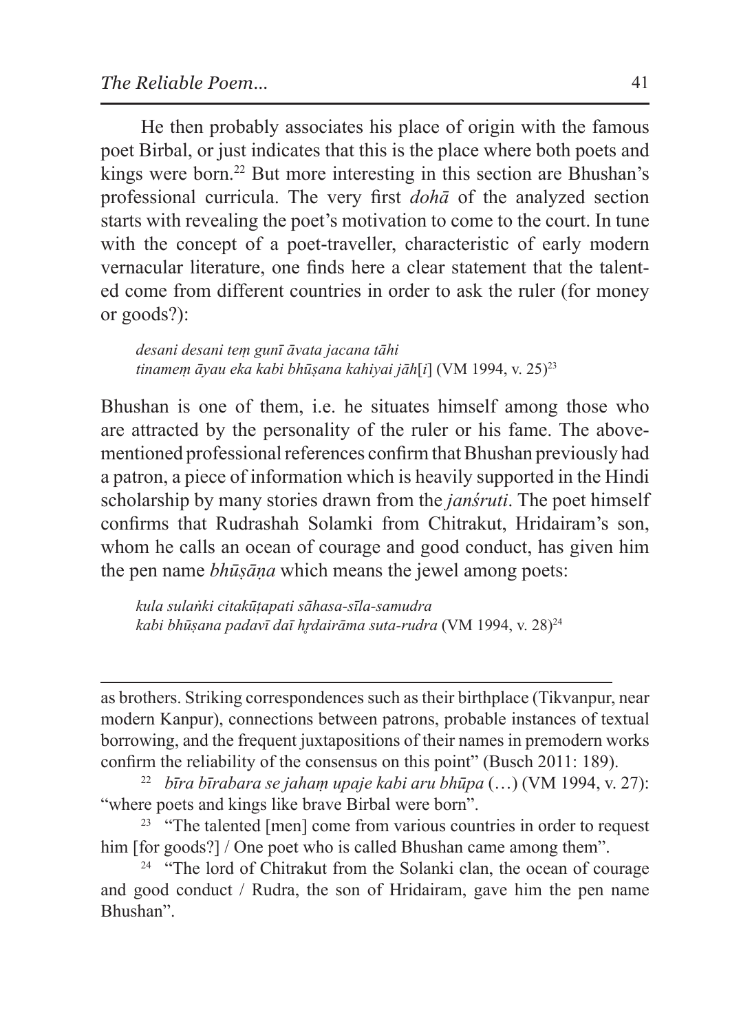He then probably associates his place of origin with the famous poet Birbal, or just indicates that this is the place where both poets and kings were born.[22] But more interesting in this section are Bhushan's professional curricula. The very first *dohā* of the analyzed section starts with revealing the poet's motivation to come to the court. In tune with the concept of a poet-traveller, characteristic of early modern vernacular literature, one finds here a clear statement that the talented come from different countries in order to ask the ruler (for money or goods?):

> *desani desani teṃ gunī āvata jacana tāhi*
> *tinameṃ āyau eka kabi bhūṣana kahiyai jāh*[*i*] (VM 1994, v. 25)[23]

Bhushan is one of them, i.e. he situates himself among those who are attracted by the personality of the ruler or his fame. The above-mentioned professional references confirm that Bhushan previously had a patron, a piece of information which is heavily supported in the Hindi scholarship by many stories drawn from the *janśruti*. The poet himself confirms that Rudrashah Solamki from Chitrakut, Hridairam's son, whom he calls an ocean of courage and good conduct, has given him the pen name *bhūṣāṇa* which means the jewel among poets:

> *kula sulaṅki citakūṭapati sāhasa-sīla-samudra*
> *kabi bhūṣana padavī daī hṛdairāma suta-rudra* (VM 1994, v. 28)[24]

---

as brothers. Striking correspondences such as their birthplace (Tikvanpur, near modern Kanpur), connections between patrons, probable instances of textual borrowing, and the frequent juxtapositions of their names in premodern works confirm the reliability of the consensus on this point" (Busch 2011: 189).

[22] *bīra bīrabara se jahaṃ upaje kabi aru bhūpa* (…) (VM 1994, v. 27): "where poets and kings like brave Birbal were born".

[23] "The talented [men] come from various countries in order to request him [for goods?] / One poet who is called Bhushan came among them".

[24] "The lord of Chitrakut from the Solanki clan, the ocean of courage and good conduct / Rudra, the son of Hridairam, gave him the pen name Bhushan".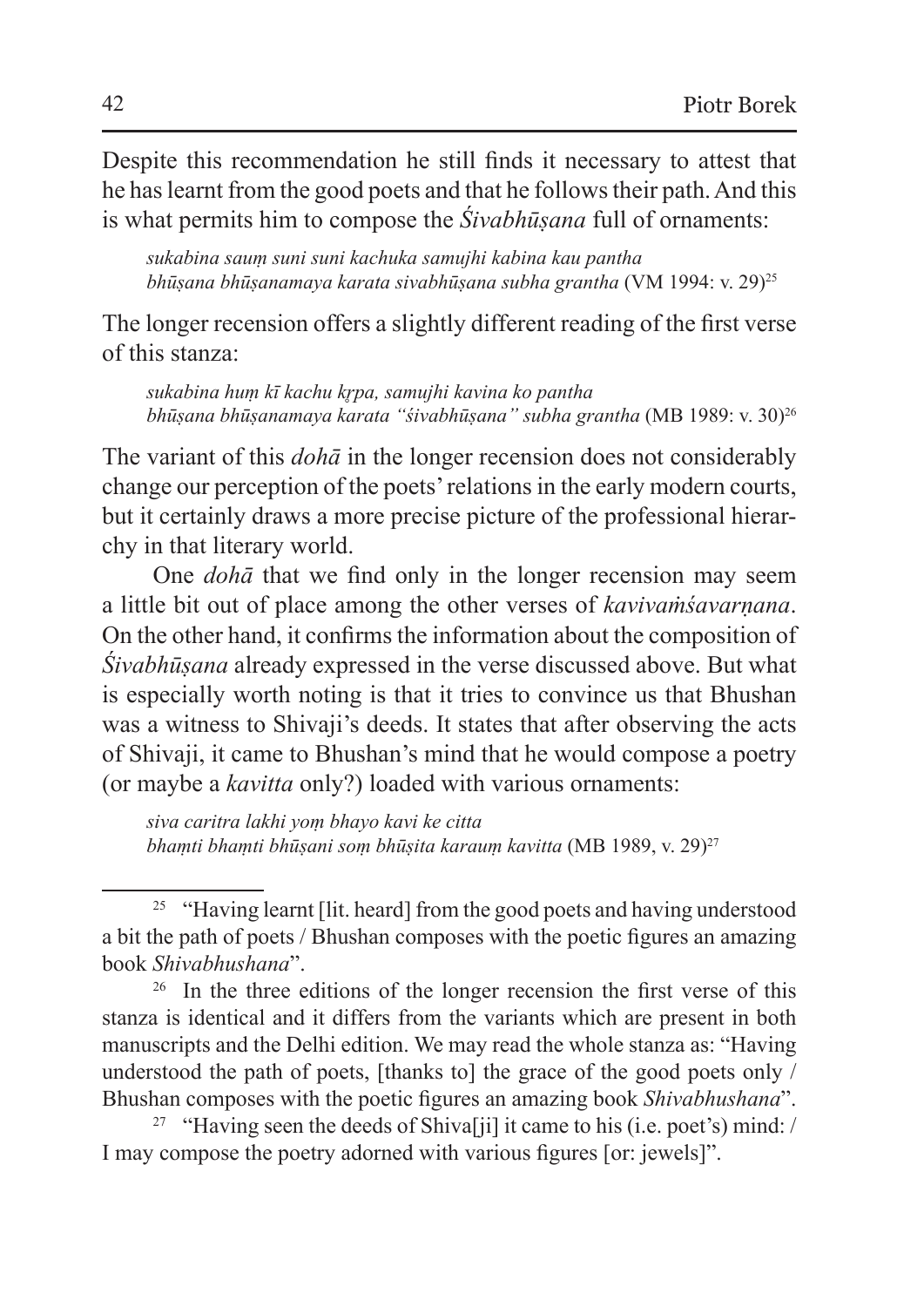Despite this recommendation he still finds it necessary to attest that he has learnt from the good poets and that he follows their path. And this is what permits him to compose the *Śivabhūṣana* full of ornaments:

> *sukabina sauṃ suni suni kachuka samujhi kabina kau pantha*
> *bhūṣana bhūṣanamaya karata sivabhūṣana subha grantha* (VM 1994: v. 29)[25]

The longer recension offers a slightly different reading of the first verse of this stanza:

> *sukabina huṃ kī kachu kṛpa, samujhi kavina ko pantha*
> *bhūṣana bhūṣanamaya karata "śivabhūṣana" subha grantha* (MB 1989: v. 30)[26]

The variant of this *dohā* in the longer recension does not considerably change our perception of the poets' relations in the early modern courts, but it certainly draws a more precise picture of the professional hierarchy in that literary world.

One *dohā* that we find only in the longer recension may seem a little bit out of place among the other verses of *kavivaṁśavarṇana*. On the other hand, it confirms the information about the composition of *Śivabhūṣana* already expressed in the verse discussed above. But what is especially worth noting is that it tries to convince us that Bhushan was a witness to Shivaji's deeds. It states that after observing the acts of Shivaji, it came to Bhushan's mind that he would compose a poetry (or maybe a *kavitta* only?) loaded with various ornaments:

> *siva caritra lakhi yoṃ bhayo kavi ke citta*
> *bhaṃti bhaṃti bhūṣani soṃ bhūṣita karauṃ kavitta* (MB 1989, v. 29)[27]

---

[25] "Having learnt [lit. heard] from the good poets and having understood a bit the path of poets / Bhushan composes with the poetic figures an amazing book *Shivabhushana*".

[26] In the three editions of the longer recension the first verse of this stanza is identical and it differs from the variants which are present in both manuscripts and the Delhi edition. We may read the whole stanza as: "Having understood the path of poets, [thanks to] the grace of the good poets only / Bhushan composes with the poetic figures an amazing book *Shivabhushana*".

[27] "Having seen the deeds of Shiva[ji] it came to his (i.e. poet's) mind: / I may compose the poetry adorned with various figures [or: jewels]".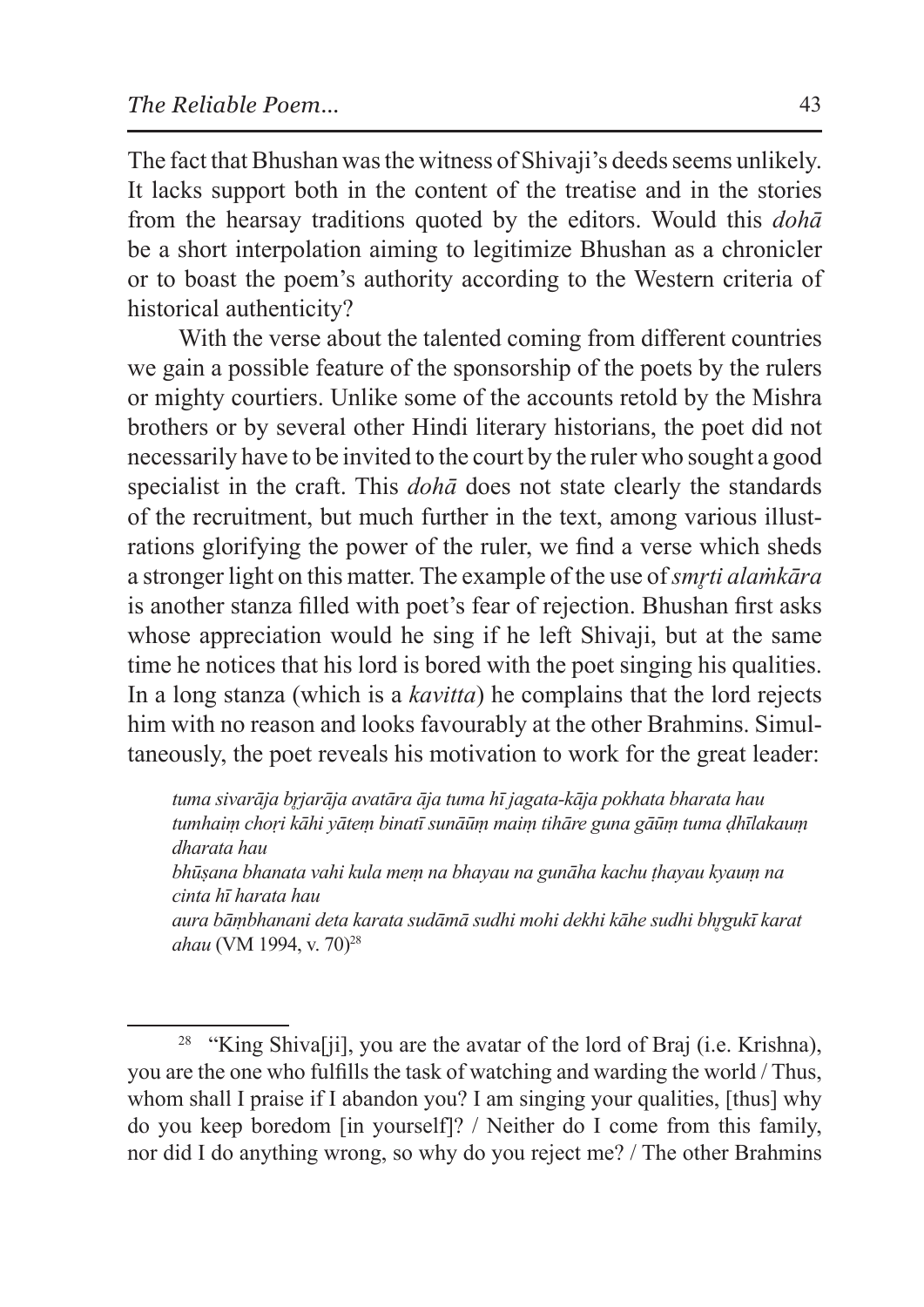The fact that Bhushan was the witness of Shivaji's deeds seems unlikely. It lacks support both in the content of the treatise and in the stories from the hearsay traditions quoted by the editors. Would this *dohā* be a short interpolation aiming to legitimize Bhushan as a chronicler or to boast the poem's authority according to the Western criteria of historical authenticity?

With the verse about the talented coming from different countries we gain a possible feature of the sponsorship of the poets by the rulers or mighty courtiers. Unlike some of the accounts retold by the Mishra brothers or by several other Hindi literary historians, the poet did not necessarily have to be invited to the court by the ruler who sought a good specialist in the craft. This *dohā* does not state clearly the standards of the recruitment, but much further in the text, among various illustrations glorifying the power of the ruler, we find a verse which sheds a stronger light on this matter. The example of the use of *smṛti alaṁkāra* is another stanza filled with poet's fear of rejection. Bhushan first asks whose appreciation would he sing if he left Shivaji, but at the same time he notices that his lord is bored with the poet singing his qualities. In a long stanza (which is a *kavitta*) he complains that the lord rejects him with no reason and looks favourably at the other Brahmins. Simultaneously, the poet reveals his motivation to work for the great leader:

> *tuma sivarāja bṛjarāja avatāra āja tuma hī jagata-kāja pokhata bharata hau*
> *tumhaiṃ choṛi kāhi yāteṃ binatī sunāūṃ maiṃ tihāre guna gāūṃ tuma ḍhīlakauṃ dharata hau*
> *bhūṣana bhanata vahi kula meṃ na bhayau na gunāha kachu ṭhayau kyauṃ na cinta hī harata hau*
> *aura bāṃbhanani deta karata sudāmā sudhi mohi dekhi kāhe sudhi bhṛgukī karat ahau* (VM 1994, v. 70)[28]

[28] "King Shiva[ji], you are the avatar of the lord of Braj (i.e. Krishna), you are the one who fulfills the task of watching and warding the world / Thus, whom shall I praise if I abandon you? I am singing your qualities, [thus] why do you keep boredom [in yourself]? / Neither do I come from this family, nor did I do anything wrong, so why do you reject me? / The other Brahmins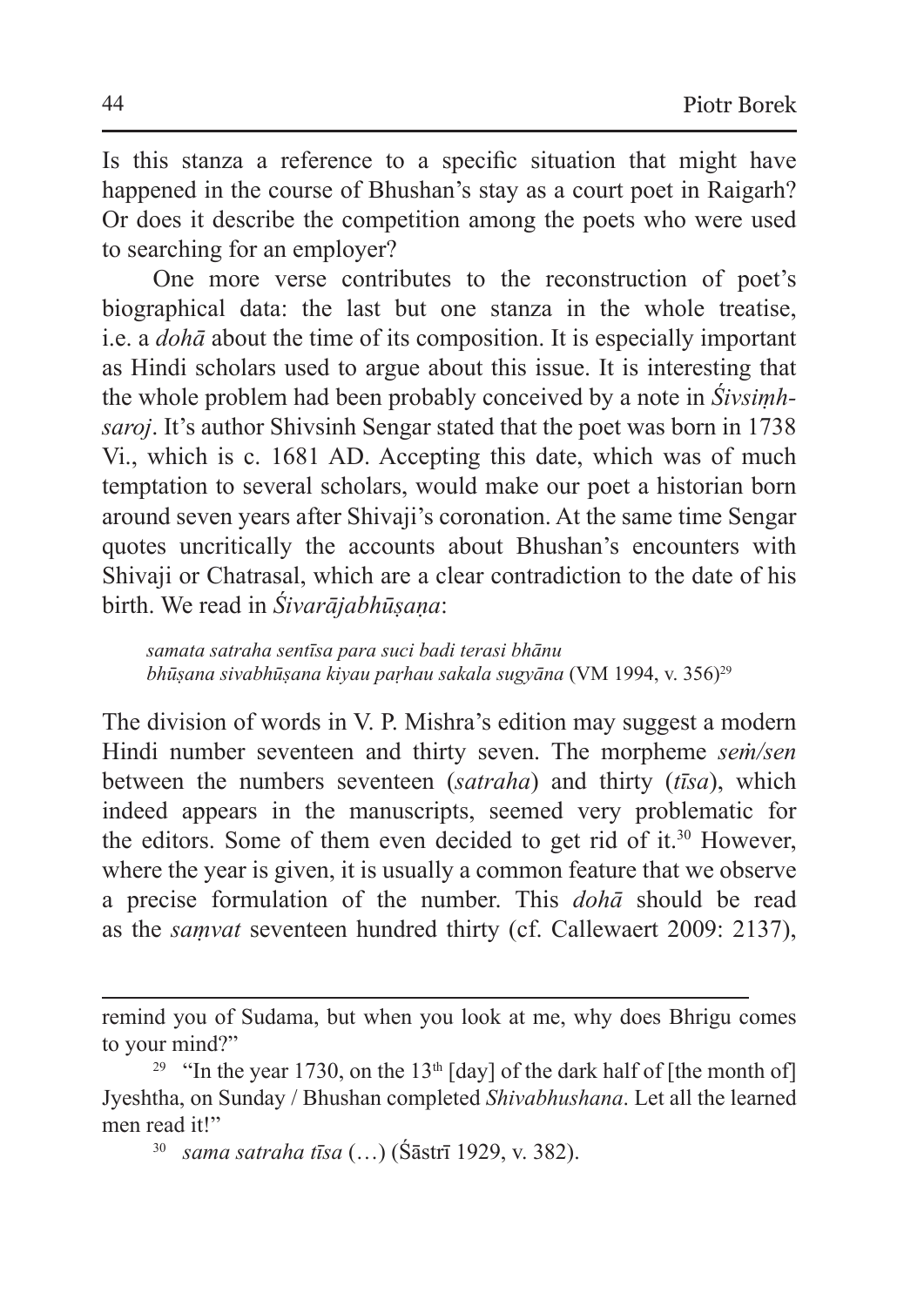Is this stanza a reference to a specific situation that might have happened in the course of Bhushan's stay as a court poet in Raigarh? Or does it describe the competition among the poets who were used to searching for an employer?

One more verse contributes to the reconstruction of poet's biographical data: the last but one stanza in the whole treatise, i.e. a *dohā* about the time of its composition. It is especially important as Hindi scholars used to argue about this issue. It is interesting that the whole problem had been probably conceived by a note in *Śivsiṃh-saroj*. It's author Shivsinh Sengar stated that the poet was born in 1738 Vi., which is c. 1681 AD. Accepting this date, which was of much temptation to several scholars, would make our poet a historian born around seven years after Shivaji's coronation. At the same time Sengar quotes uncritically the accounts about Bhushan's encounters with Shivaji or Chatrasal, which are a clear contradiction to the date of his birth. We read in *Śivarājabhūṣaṇa*:

> *samata satraha sentīsa para suci badi terasi bhānu*
> *bhūṣana sivabhūṣana kiyau paṛhau sakala sugyāna* (VM 1994, v. 356)[29]

The division of words in V. P. Mishra's edition may suggest a modern Hindi number seventeen and thirty seven. The morpheme *seṁ/sen* between the numbers seventeen (*satraha*) and thirty (*tīsa*), which indeed appears in the manuscripts, seemed very problematic for the editors. Some of them even decided to get rid of it.[30] However, where the year is given, it is usually a common feature that we observe a precise formulation of the number. This *dohā* should be read as the *saṃvat* seventeen hundred thirty (cf. Callewaert 2009: 2137),

---

remind you of Sudama, but when you look at me, why does Bhrigu comes to your mind?"

[29] "In the year 1730, on the 13th [day] of the dark half of [the month of] Jyeshtha, on Sunday / Bhushan completed *Shivabhushana*. Let all the learned men read it!"

[30] *sama satraha tīsa* (…) (Śāstrī 1929, v. 382).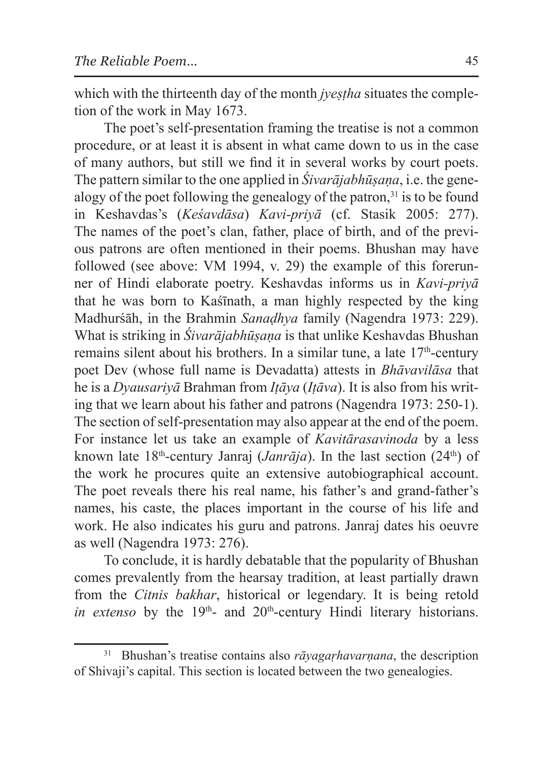which with the thirteenth day of the month *jyeṣṭha* situates the completion of the work in May 1673.

The poet's self-presentation framing the treatise is not a common procedure, or at least it is absent in what came down to us in the case of many authors, but still we find it in several works by court poets. The pattern similar to the one applied in *Śivarājabhūṣaṇa*, i.e. the genealogy of the poet following the genealogy of the patron,[31] is to be found in Keshavdas's (*Keśavdāsa*) *Kavi-priyā* (cf. Stasik 2005: 277). The names of the poet's clan, father, place of birth, and of the previous patrons are often mentioned in their poems. Bhushan may have followed (see above: VM 1994, v. 29) the example of this forerunner of Hindi elaborate poetry. Keshavdas informs us in *Kavi-priyā* that he was born to Kaśīnath, a man highly respected by the king Madhurśāh, in the Brahmin *Sanaḍhya* family (Nagendra 1973: 229). What is striking in *Śivarājabhūṣaṇa* is that unlike Keshavdas Bhushan remains silent about his brothers. In a similar tune, a late 17th-century poet Dev (whose full name is Devadatta) attests in *Bhāvavilāsa* that he is a *Dyausariyā* Brahman from *Iṭāya* (*Iṭāva*). It is also from his writing that we learn about his father and patrons (Nagendra 1973: 250-1). The section of self-presentation may also appear at the end of the poem. For instance let us take an example of *Kavitārasavinoda* by a less known late 18th-century Janraj (*Janrāja*). In the last section (24th) of the work he procures quite an extensive autobiographical account. The poet reveals there his real name, his father's and grand-father's names, his caste, the places important in the course of his life and work. He also indicates his guru and patrons. Janraj dates his oeuvre as well (Nagendra 1973: 276).

To conclude, it is hardly debatable that the popularity of Bhushan comes prevalently from the hearsay tradition, at least partially drawn from the *Citnis bakhar*, historical or legendary. It is being retold *in extenso* by the 19th- and 20th-century Hindi literary historians.

[31] Bhushan's treatise contains also *rāyagaṛhavarṇana*, the description of Shivaji's capital. This section is located between the two genealogies.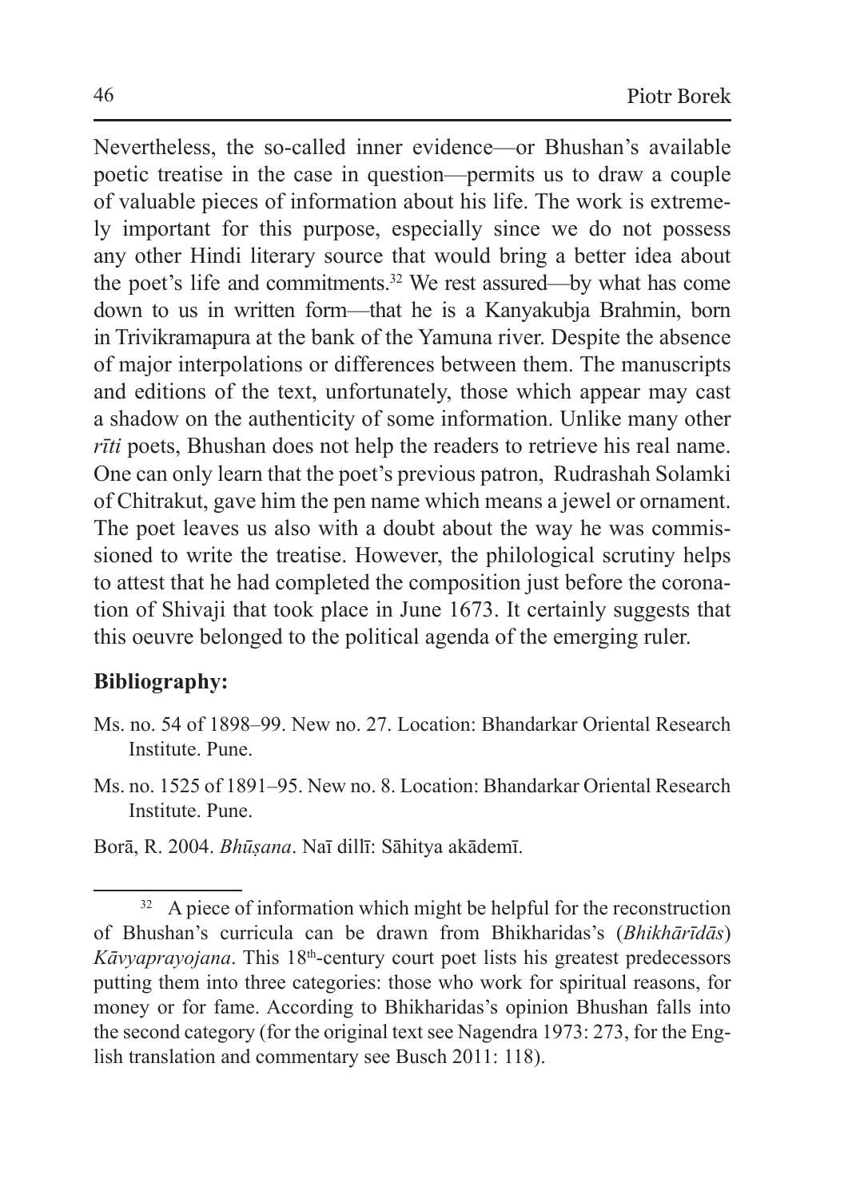Nevertheless, the so-called inner evidence—or Bhushan's available poetic treatise in the case in question—permits us to draw a couple of valuable pieces of information about his life. The work is extremely important for this purpose, especially since we do not possess any other Hindi literary source that would bring a better idea about the poet's life and commitments.[32] We rest assured—by what has come down to us in written form—that he is a Kanyakubja Brahmin, born in Trivikramapura at the bank of the Yamuna river. Despite the absence of major interpolations or differences between them. The manuscripts and editions of the text, unfortunately, those which appear may cast a shadow on the authenticity of some information. Unlike many other *rīti* poets, Bhushan does not help the readers to retrieve his real name. One can only learn that the poet's previous patron, Rudrashah Solamki of Chitrakut, gave him the pen name which means a jewel or ornament. The poet leaves us also with a doubt about the way he was commissioned to write the treatise. However, the philological scrutiny helps to attest that he had completed the composition just before the coronation of Shivaji that took place in June 1673. It certainly suggests that this oeuvre belonged to the political agenda of the emerging ruler.

## Bibliography:

Ms. no. 54 of 1898–99. New no. 27. Location: Bhandarkar Oriental Research Institute. Pune.

Ms. no. 1525 of 1891–95. New no. 8. Location: Bhandarkar Oriental Research Institute. Pune.

Borā, R. 2004. *Bhūṣana*. Naī dillī: Sāhitya akādemī.

---

[32] A piece of information which might be helpful for the reconstruction of Bhushan's curricula can be drawn from Bhikharidas's (*Bhikhārīdās*) *Kāvyaprayojana*. This 18th-century court poet lists his greatest predecessors putting them into three categories: those who work for spiritual reasons, for money or for fame. According to Bhikharidas's opinion Bhushan falls into the second category (for the original text see Nagendra 1973: 273, for the English translation and commentary see Busch 2011: 118).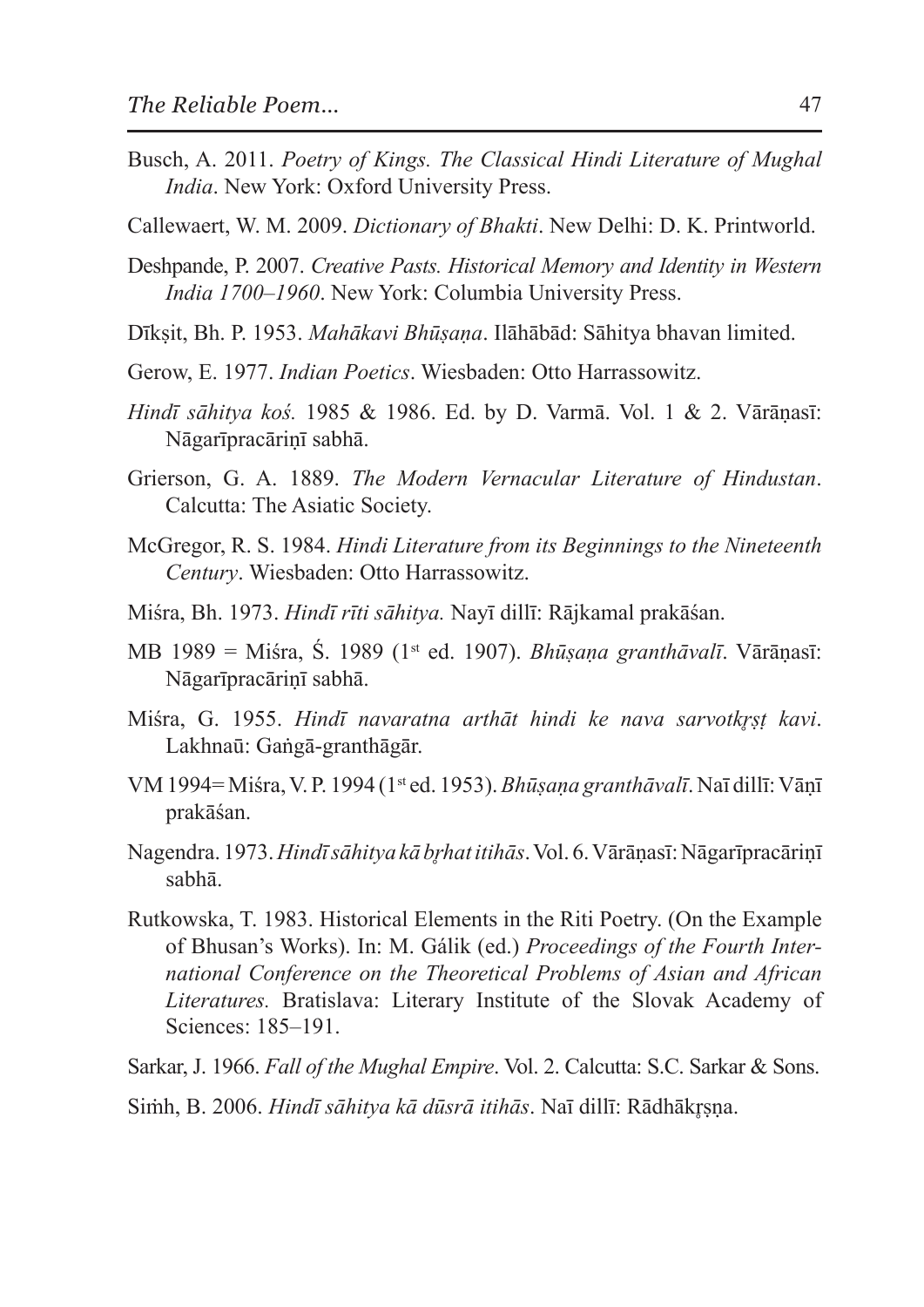Busch, A. 2011. *Poetry of Kings. The Classical Hindi Literature of Mughal India*. New York: Oxford University Press.

Callewaert, W. M. 2009. *Dictionary of Bhakti*. New Delhi: D. K. Printworld.

Deshpande, P. 2007. *Creative Pasts. Historical Memory and Identity in Western India 1700–1960*. New York: Columbia University Press.

Dīkṣit, Bh. P. 1953. *Mahākavi Bhūṣaṇa*. Ilāhābād: Sāhitya bhavan limited.

Gerow, E. 1977. *Indian Poetics*. Wiesbaden: Otto Harrassowitz.

*Hindī sāhitya koś.* 1985 & 1986. Ed. by D. Varmā. Vol. 1 & 2. Vārāṇasī: Nāgarīpracāriṇī sabhā.

Grierson, G. A. 1889. *The Modern Vernacular Literature of Hindustan*. Calcutta: The Asiatic Society.

McGregor, R. S. 1984. *Hindi Literature from its Beginnings to the Nineteenth Century*. Wiesbaden: Otto Harrassowitz.

Miśra, Bh. 1973. *Hindī rīti sāhitya.* Nayī dillī: Rājkamal prakāśan.

MB 1989 = Miśra, Ś. 1989 (1st ed. 1907). *Bhūṣaṇa granthāvalī*. Vārāṇasī: Nāgarīpracāriṇī sabhā.

Miśra, G. 1955. *Hindī navaratna arthāt hindi ke nava sarvotkṛṣṭ kavi*. Lakhnaū: Gaṅgā-granthāgār.

VM 1994= Miśra, V. P. 1994 (1st ed. 1953). *Bhūṣaṇa granthāvalī*. Naī dillī: Vāṇī prakāśan.

Nagendra. 1973. *Hindī sāhitya kā bṛhat itihās*. Vol. 6. Vārāṇasī: Nāgarīpracāriṇī sabhā.

Rutkowska, T. 1983. Historical Elements in the Riti Poetry. (On the Example of Bhusan's Works). In: M. Gálik (ed.) *Proceedings of the Fourth International Conference on the Theoretical Problems of Asian and African Literatures.* Bratislava: Literary Institute of the Slovak Academy of Sciences: 185–191.

Sarkar, J. 1966. *Fall of the Mughal Empire*. Vol. 2. Calcutta: S.C. Sarkar & Sons.

Siṁh, B. 2006. *Hindī sāhitya kā dūsrā itihās*. Naī dillī: Rādhākṛṣṇa.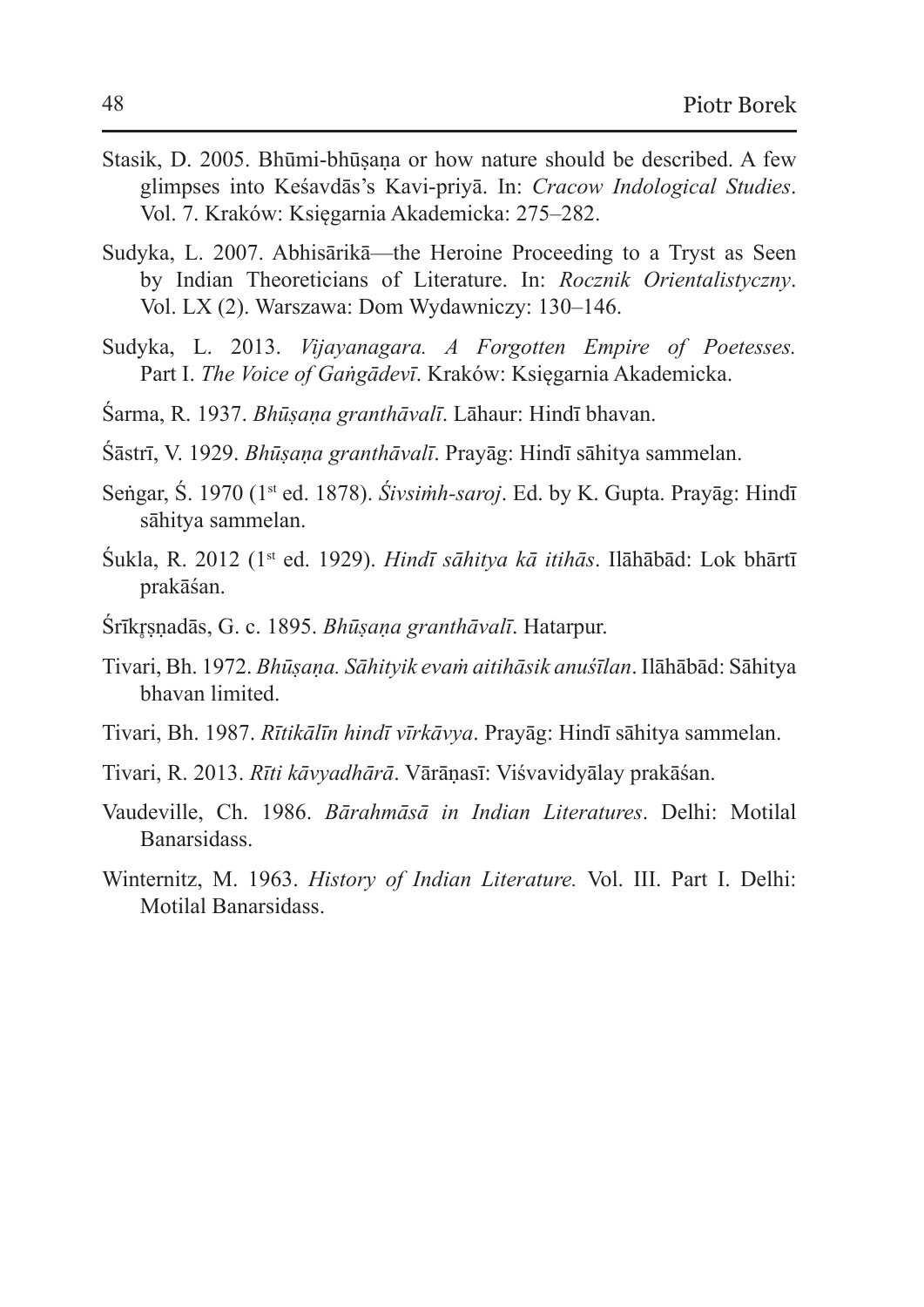Stasik, D. 2005. Bhūmi-bhūṣaṇa or how nature should be described. A few glimpses into Keśavdās's Kavi-priyā. In: *Cracow Indological Studies*. Vol. 7. Kraków: Księgarnia Akademicka: 275–282.

Sudyka, L. 2007. Abhisārikā—the Heroine Proceeding to a Tryst as Seen by Indian Theoreticians of Literature. In: *Rocznik Orientalistyczny*. Vol. LX (2). Warszawa: Dom Wydawniczy: 130–146.

Sudyka, L. 2013. *Vijayanagara. A Forgotten Empire of Poetesses.* Part I. *The Voice of Gaṅgādevī*. Kraków: Księgarnia Akademicka.

Śarma, R. 1937. *Bhūṣaṇa granthāvalī*. Lāhaur: Hindī bhavan.

Śāstrī, V. 1929. *Bhūṣaṇa granthāvalī*. Prayāg: Hindī sāhitya sammelan.

Seṅgar, Ś. 1970 (1st ed. 1878). *Śivsiṁh-saroj*. Ed. by K. Gupta. Prayāg: Hindī sāhitya sammelan.

Śukla, R. 2012 (1st ed. 1929). *Hindī sāhitya kā itihās*. Ilāhābād: Lok bhārtī prakāśan.

Śrīkr̥ṣṇadās, G. c. 1895. *Bhūṣaṇa granthāvalī*. Hatarpur.

Tivari, Bh. 1972. *Bhūṣaṇa. Sāhityik evaṁ aitihāsik anuśīlan*. Ilāhābād: Sāhitya bhavan limited.

Tivari, Bh. 1987. *Rītikālīn hindī vīrkāvya*. Prayāg: Hindī sāhitya sammelan.

Tivari, R. 2013. *Rīti kāvyadhārā*. Vārāṇasī: Viśvavidyālay prakāśan.

Vaudeville, Ch. 1986. *Bārahmāsā in Indian Literatures*. Delhi: Motilal Banarsidass.

Winternitz, M. 1963. *History of Indian Literature.* Vol. III. Part I. Delhi: Motilal Banarsidass.